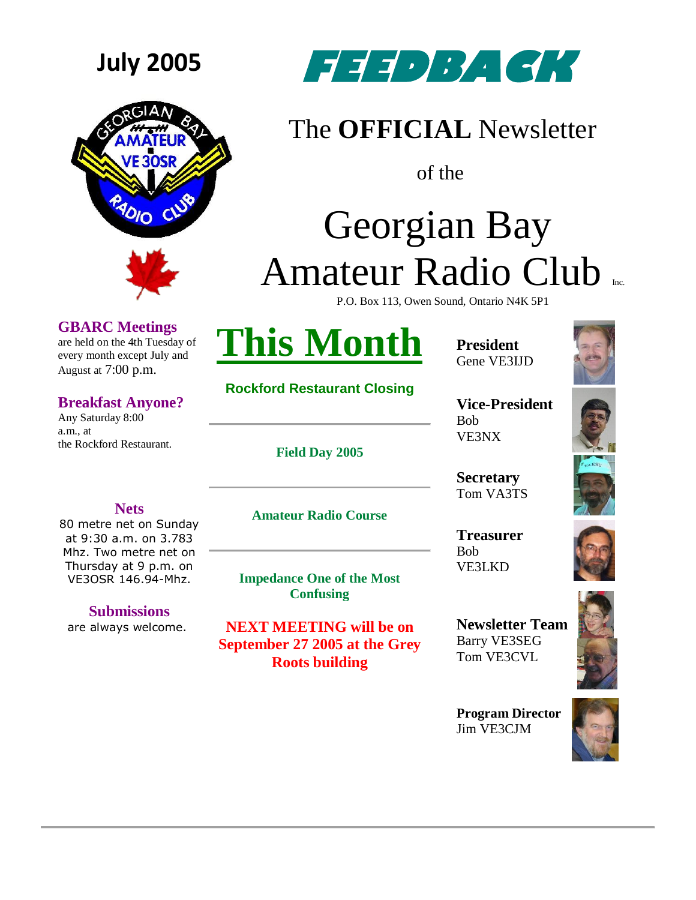July 2005

# FEEDBACK

The **OFFICIAL** Newsletter

of the

# Georgian Bay Amateur Radio Club Inc.

P.O. Box 113, Owen Sound, Ontario N4K 5P1

**GBARC Meetings**
are held on the 4th Tuesday of every month except July and August at 7:00 p.m.

**Breakfast Anyone?**
Any Saturday 8:00 a.m., at the Rockford Restaurant.

**Nets**
80 metre net on Sunday at 9:30 a.m. on 3.783 Mhz. Two metre net on Thursday at 9 p.m. on VE3OSR 146.94-Mhz.

**Submissions**
are always welcome.

## This Month

**Rockford Restaurant Closing**

---

**Field Day 2005**

---

**Amateur Radio Course**

---

**Impedance One of the Most Confusing**

**NEXT MEETING will be on September 27 2005 at the Grey Roots building**

**President**
Gene VE3IJD

**Vice-President**
Bob VE3NX

**Secretary**
Tom VA3TS

**Treasurer**
Bob VE3LKD

**Newsletter Team**
Barry VE3SEG
Tom VE3CVL

**Program Director**
Jim VE3CJM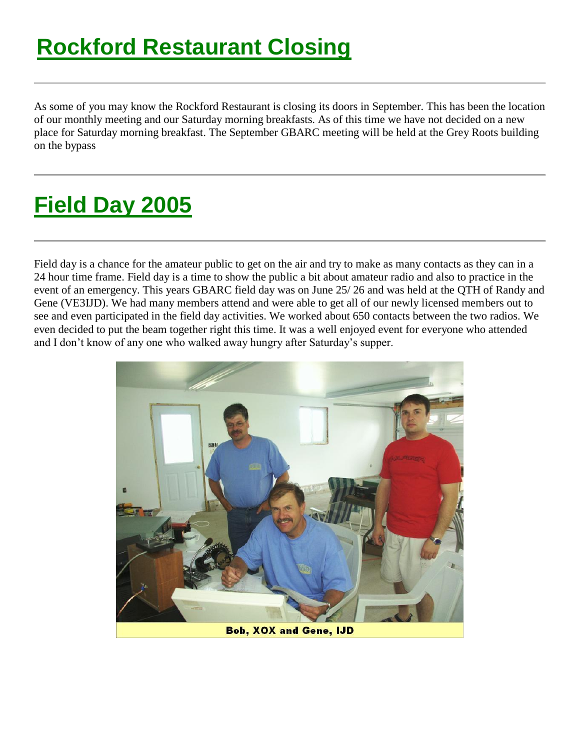# Rockford Restaurant Closing

---

As some of you may know the Rockford Restaurant is closing its doors in September. This has been the location of our monthly meeting and our Saturday morning breakfasts. As of this time we have not decided on a new place for Saturday morning breakfast. The September GBARC meeting will be held at the Grey Roots building on the bypass

---

# Field Day 2005

---

Field day is a chance for the amateur public to get on the air and try to make as many contacts as they can in a 24 hour time frame. Field day is a time to show the public a bit about amateur radio and also to practice in the event of an emergency. This years GBARC field day was on June 25/ 26 and was held at the QTH of Randy and Gene (VE3IJD). We had many members attend and were able to get all of our newly licensed members out to see and even participated in the field day activities. We worked about 650 contacts between the two radios. We even decided to put the beam together right this time. It was a well enjoyed event for everyone who attended and I don't know of any one who walked away hungry after Saturday's supper.

**Bob, XOX and Gene, IJD**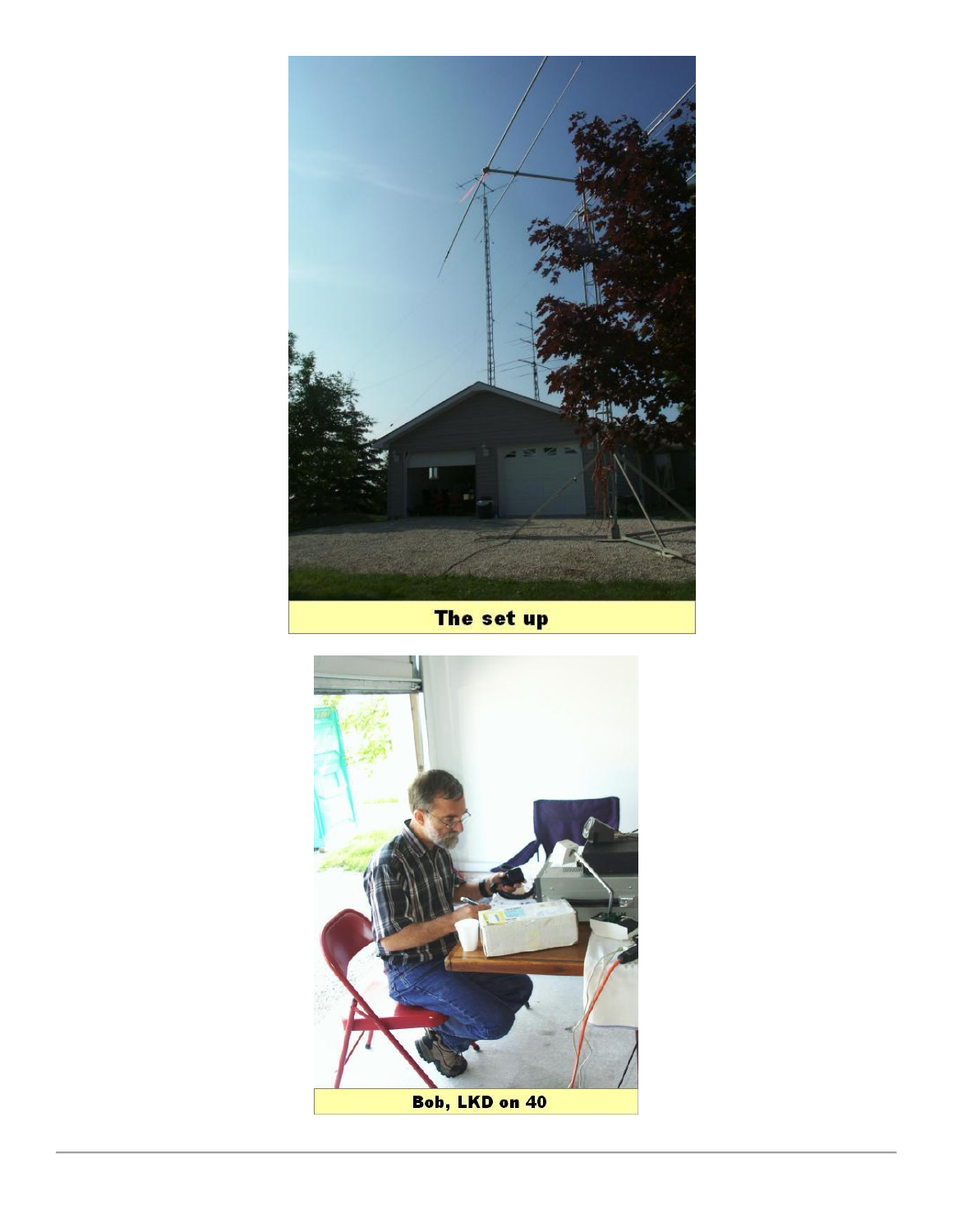The set up

Bob, LKD on 40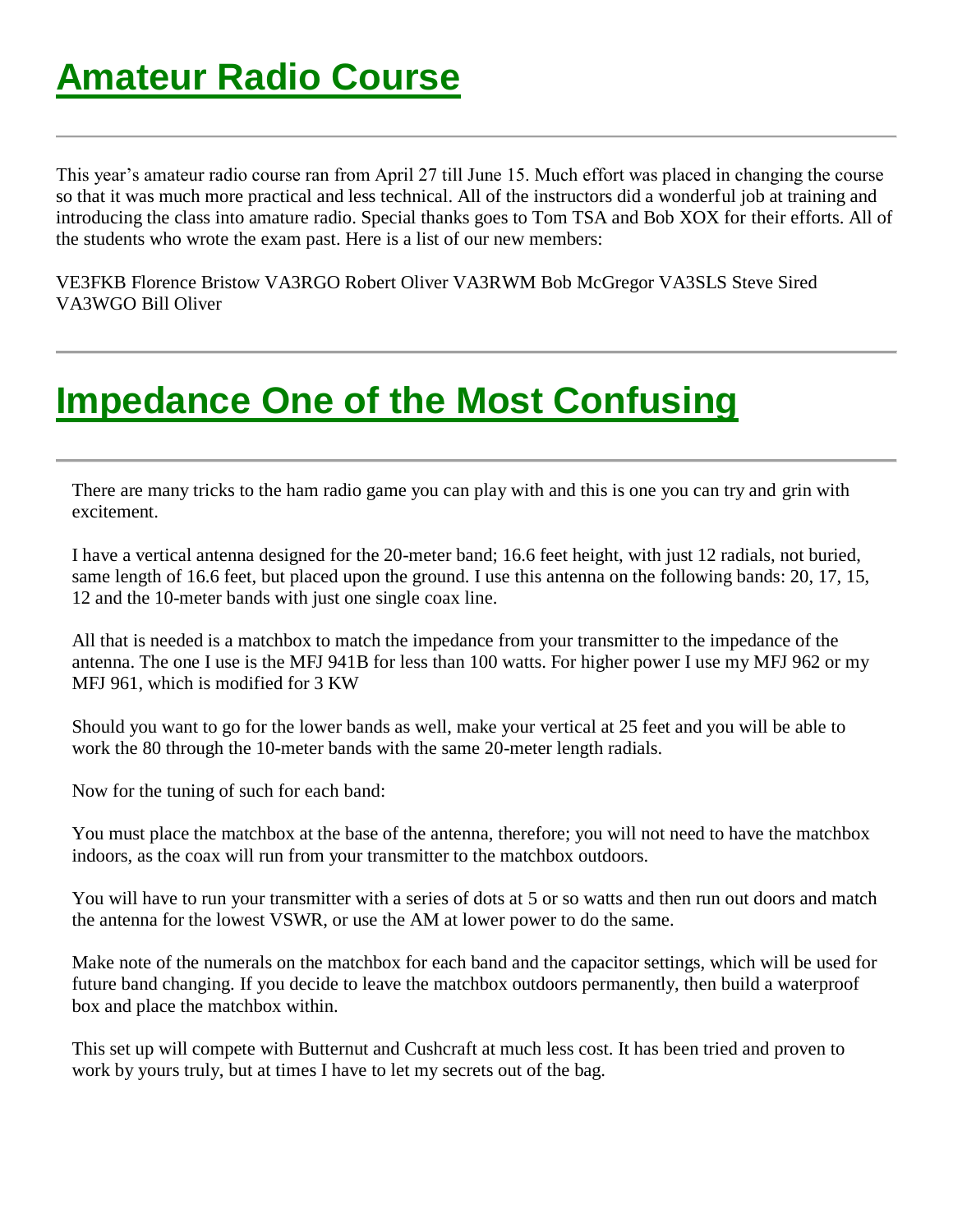# Amateur Radio Course

---

This year's amateur radio course ran from April 27 till June 15. Much effort was placed in changing the course so that it was much more practical and less technical. All of the instructors did a wonderful job at training and introducing the class into amature radio. Special thanks goes to Tom TSA and Bob XOX for their efforts. All of the students who wrote the exam past. Here is a list of our new members:

VE3FKB Florence Bristow VA3RGO Robert Oliver VA3RWM Bob McGregor VA3SLS Steve Sired VA3WGO Bill Oliver

---

# Impedance One of the Most Confusing

---

There are many tricks to the ham radio game you can play with and this is one you can try and grin with excitement.

I have a vertical antenna designed for the 20-meter band; 16.6 feet height, with just 12 radials, not buried, same length of 16.6 feet, but placed upon the ground. I use this antenna on the following bands: 20, 17, 15, 12 and the 10-meter bands with just one single coax line.

All that is needed is a matchbox to match the impedance from your transmitter to the impedance of the antenna. The one I use is the MFJ 941B for less than 100 watts. For higher power I use my MFJ 962 or my MFJ 961, which is modified for 3 KW

Should you want to go for the lower bands as well, make your vertical at 25 feet and you will be able to work the 80 through the 10-meter bands with the same 20-meter length radials.

Now for the tuning of such for each band:

You must place the matchbox at the base of the antenna, therefore; you will not need to have the matchbox indoors, as the coax will run from your transmitter to the matchbox outdoors.

You will have to run your transmitter with a series of dots at 5 or so watts and then run out doors and match the antenna for the lowest VSWR, or use the AM at lower power to do the same.

Make note of the numerals on the matchbox for each band and the capacitor settings, which will be used for future band changing. If you decide to leave the matchbox outdoors permanently, then build a waterproof box and place the matchbox within.

This set up will compete with Butternut and Cushcraft at much less cost. It has been tried and proven to work by yours truly, but at times I have to let my secrets out of the bag.